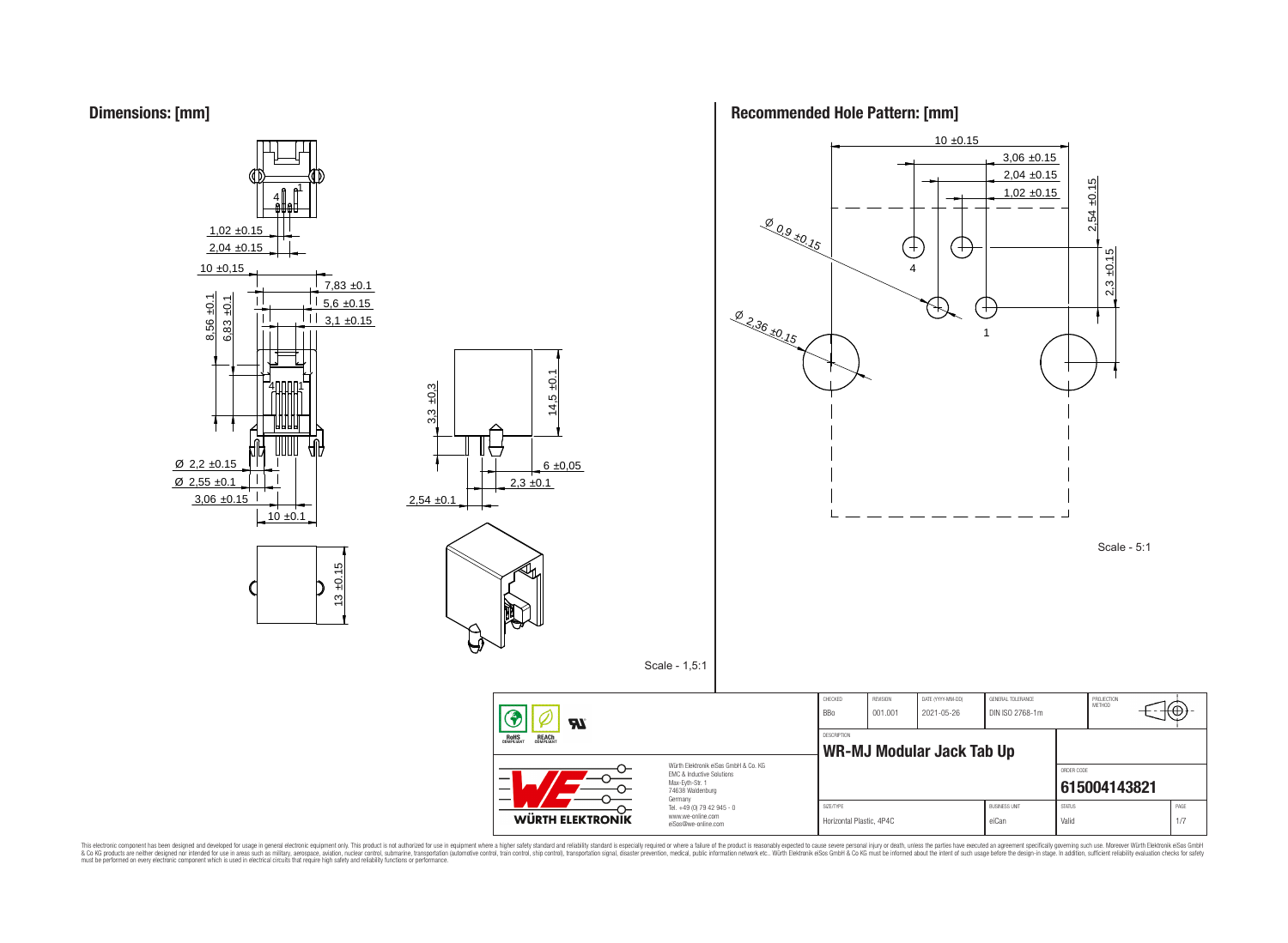## Dimensions: [mm]

1,02 ±0.15

2,04 ±0.15

10 ±0,15

7,83 ±0.1

5,6 ±0.15

3,1 ±0.15

8,56 ±0.1

6,83 ±0.1

Ø 2,2 ±0.15

Ø 2,55 ±0.1

3,06 ±0.15

10 ±0.1

3,3 ±0.3

14,5 ±0.1

6 ±0,05

2,3 ±0.1

2,54 ±0.1

13 ±0.15

Scale - 1,5:1

## Recommended Hole Pattern: [mm]

10 ±0.15

3,06 ±0.15

2,04 ±0.15

1,02 ±0.15

2,54 ±0.15

2,3 ±0.15

Ø 0,9 ±0.15

Ø 2,36 ±0.15

Scale - 5:1

| CHECKED | REVISION | DATE (YYYY-MM-DD) | GENERAL TOLERANCE | PROJECTION METHOD |
|---|---|---|---|---|
| BBo | 001.001 | 2021-05-26 | DIN ISO 2768-1m | |

DESCRIPTION: **WR-MJ Modular Jack Tab Up**

ORDER CODE: **615004143821**

| SIZE/TYPE | BUSINESS UNIT | STATUS | PAGE |
|---|---|---|---|
| Horizontal Plastic, 4P4C | eiCan | Valid | 1/7 |

RoHS COMPLIANT REACh COMPLIANT

Würth Elektronik eiSos GmbH & Co. KG
EMC & Inductive Solutions
Max-Eyth-Str. 1
74638 Waldenburg
Germany
Tel. +49 (0) 79 42 945 - 0
www.we-online.com
eiSos@we-online.com

WÜRTH ELEKTRONIK

This electronic component has been designed and developed for usage in general electronic equipment only. This product is not authorized for use in equipment where a higher safety standard and reliability standard is especially required or where a failure of the product is reasonably expected to cause severe personal injury or death, unless the parties have executed an agreement specifically governing such use. Moreover Würth Elektronik eiSos GmbH & Co KG products are neither designed nor intended for use in areas such as military, aerospace, aviation, nuclear control, submarine, transportation (automotive control, train control, ship control), transportation signal, disaster prevention, medical, public information network etc.. Würth Elektronik eiSos GmbH & Co KG must be informed about the intent of such usage before the design-in stage. In addition, sufficient reliability evaluation checks for safety must be performed on every electronic component which is used in electrical circuits that require high safety and reliability functions or performance.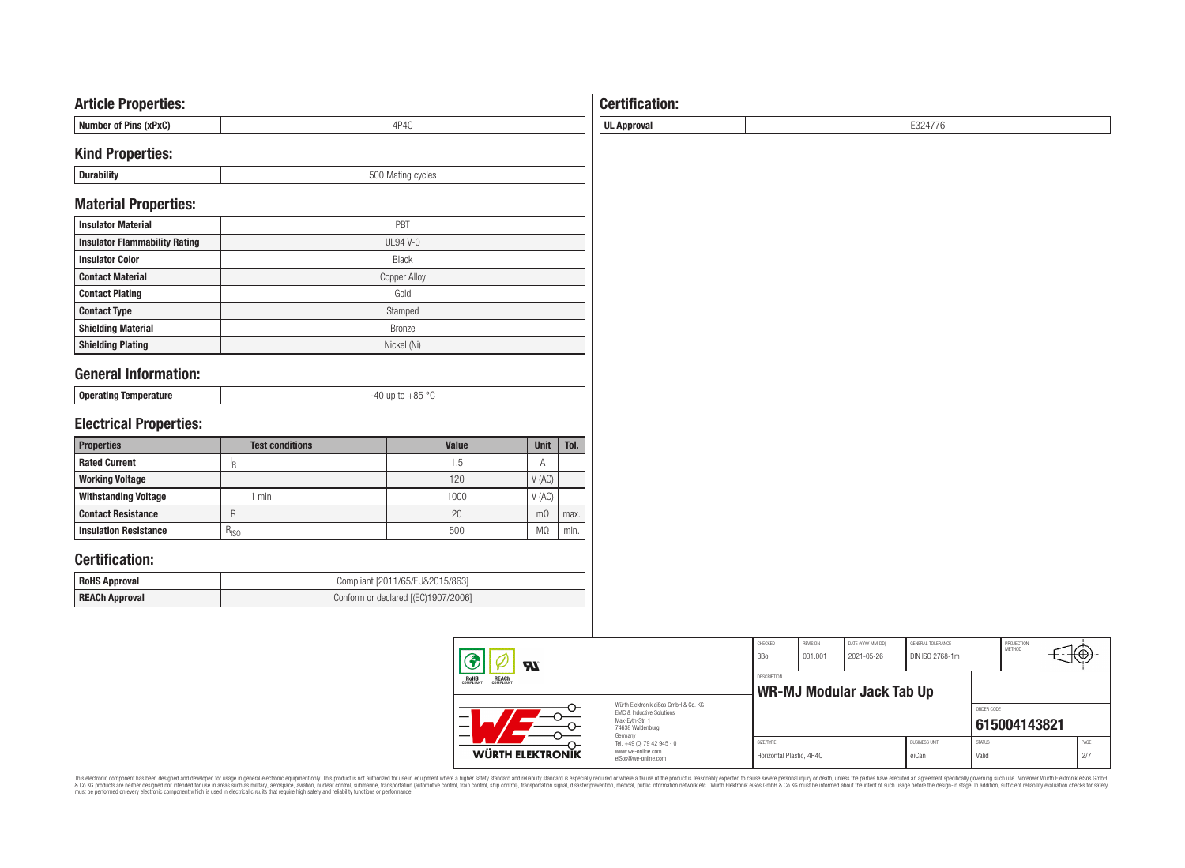## Article Properties:

| Number of Pins (xPxC) | 4P4C |
|---|---|

## Kind Properties:

| Durability | 500 Mating cycles |
|---|---|

## Material Properties:

| Insulator Material | PBT |
|---|---|
| Insulator Flammability Rating | UL94 V-0 |
| Insulator Color | Black |
| Contact Material | Copper Alloy |
| Contact Plating | Gold |
| Contact Type | Stamped |
| Shielding Material | Bronze |
| Shielding Plating | Nickel (Ni) |

## General Information:

| Operating Temperature | -40 up to +85 °C |
|---|---|

## Electrical Properties:

| Properties | | Test conditions | Value | Unit | Tol. |
|---|---|---|---|---|---|
| Rated Current | $I_R$ | | 1.5 | A | |
| Working Voltage | | | 120 | V (AC) | |
| Withstanding Voltage | | 1 min | 1000 | V (AC) | |
| Contact Resistance | R | | 20 | mΩ | max. |
| Insulation Resistance | $R_{ISO}$ | | 500 | MΩ | min. |

## Certification:

| RoHS Approval | Compliant [2011/65/EU&2015/863] |
|---|---|
| REACh Approval | Conform or declared [(EC)1907/2006] |

## Certification:

| UL Approval | E324776 |
|---|---|

| CHECKED | REVISION | DATE (YYYY-MM-DD) | GENERAL TOLERANCE | PROJECTION METHOD |
|---|---|---|---|---|
| BBo | 001.001 | 2021-05-26 | DIN ISO 2768-1m | |

DESCRIPTION: **WR-MJ Modular Jack Tab Up**

ORDER CODE: **615004143821**

| SIZE/TYPE | BUSINESS UNIT | STATUS | PAGE |
|---|---|---|---|
| Horizontal Plastic, 4P4C | eiCan | Valid | 2/7 |

Würth Elektronik eiSos GmbH & Co. KG
EMC & Inductive Solutions
Max-Eyth-Str. 1
74638 Waldenburg
Germany
Tel. +49 (0) 79 42 945 - 0
www.we-online.com
eiSos@we-online.com

WÜRTH ELEKTRONIK

This electronic component has been designed and developed for usage in general electronic equipment only. This product is not authorized for use in equipment where a higher safety standard and reliability standard is especially required or where a failure of the product is reasonably expected to cause severe personal injury or death, unless the parties have executed an agreement specifically governing such use. Moreover Würth Elektronik eiSos GmbH & Co KG products are neither designed nor intended for use in areas such as military, aerospace, aviation, nuclear control, submarine, transportation (automotive control, train control, ship control), transportation signal, disaster prevention, medical, public information network etc.. Würth Elektronik eiSos GmbH & Co KG must be informed about the intent of such usage before the design-in stage. In addition, sufficient reliability evaluation checks for safety must be performed on every electronic component which is used in electrical circuits that require high safety and reliability functions or performance.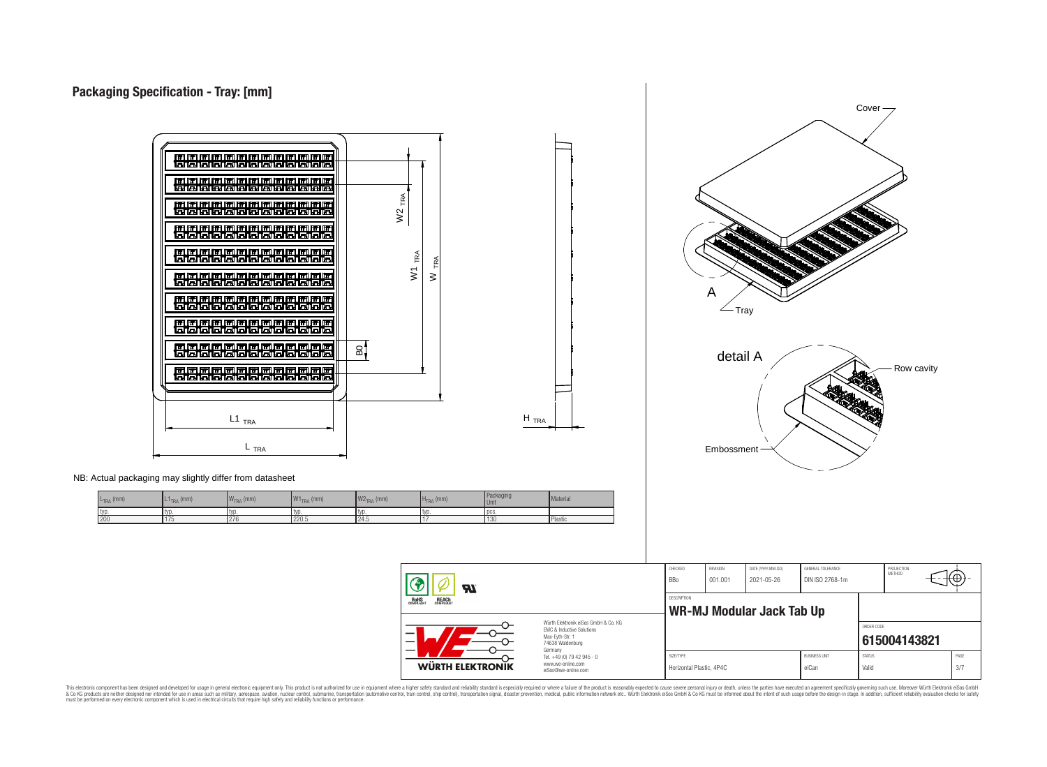# Packaging Specification - Tray: [mm]

NB: Actual packaging may slightly differ from datasheet

| $L_{TRA}$ (mm) | $L1_{TRA}$ (mm) | $W_{TRA}$ (mm) | $W1_{TRA}$ (mm) | $W2_{TRA}$ (mm) | $H_{TRA}$ (mm) | Packaging Unit | Material |
|---|---|---|---|---|---|---|---|
| typ. | typ. | typ. | typ. | typ. | typ. | pcs. | |
| 200 | 175 | 276 | 220.5 | 24.5 | 17 | 130 | Plastic |

| CHECKED | REVISION | DATE (YYYY-MM-DD) | GENERAL TOLERANCE | PROJECTION METHOD |
|---|---|---|---|---|
| BBo | 001.001 | 2021-05-26 | DIN ISO 2768-1m | |

DESCRIPTION
**WR-MJ Modular Jack Tab Up**

ORDER CODE
**615004143821**

| SIZE/TYPE | BUSINESS UNIT | STATUS | PAGE |
|---|---|---|---|
| Horizontal Plastic, 4P4C | eiCan | Valid | 3/7 |

Würth Elektronik eiSos GmbH & Co. KG
EMC & Inductive Solutions
Max-Eyth-Str. 1
74638 Waldenburg
Germany
Tel. +49 (0) 79 42 945 - 0
www.we-online.com
eiSos@we-online.com

This electronic component has been designed and developed for usage in general electronic equipment only. This product is not authorized for use in equipment where a higher safety standard and reliability standard is especially required or where a failure of the product is reasonably expected to cause severe personal injury or death, unless the parties have executed an agreement specifically governing such use. Moreover Würth Elektronik eiSos GmbH & Co KG products are neither designed nor intended for use in areas such as military, aerospace, aviation, nuclear control, submarine, transportation (automotive control, train control, ship control), transportation signal, disaster prevention, medical, public information network etc.. Würth Elektronik eiSos GmbH & Co KG must be informed about the intent of such usage before the design-in stage. In addition, sufficient reliability evaluation checks for safety must be performed on every electronic component which is used in electrical circuits that require high safety and reliability functions or performance.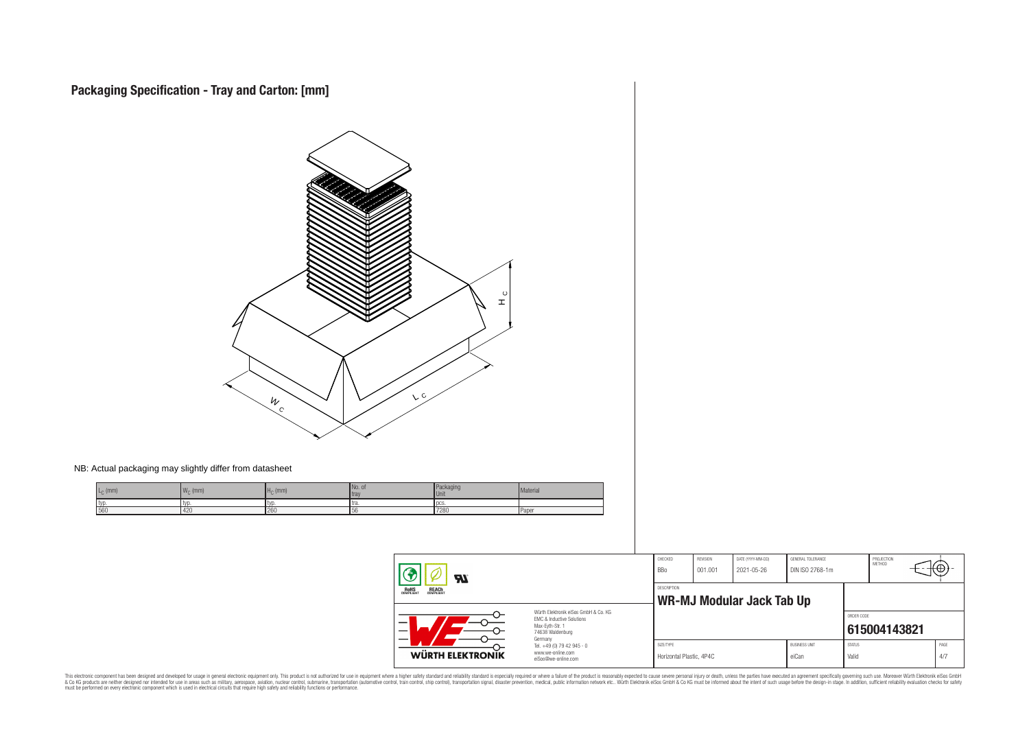# Packaging Specification - Tray and Carton: [mm]

NB: Actual packaging may slightly differ from datasheet

| $L_C$ (mm) | $W_C$ (mm) | $H_C$ (mm) | No. of tray | Packaging Unit | Material |
|---|---|---|---|---|---|
| typ. | typ. | typ. | tra. | pcs. | |
| 560 | 420 | 260 | 56 | 7280 | Paper |

| | | CHECKED | REVISION | DATE (YYYY-MM-DD) | GENERAL TOLERANCE | PROJECTION METHOD |
|---|---|---|---|---|---|---|
| RoHS COMPLIANT, REACh COMPLIANT | | BBo | 001.001 | 2021-05-26 | DIN ISO 2768-1m | |
| | | DESCRIPTION | | | | |
| | | **WR-MJ Modular Jack Tab Up** | | | | |
| WÜRTH ELEKTRONIK | Würth Elektronik eiSos GmbH & Co. KG<br>EMC & Inductive Solutions<br>Max-Eyth-Str. 1<br>74638 Waldenburg<br>Germany<br>Tel. +49 (0) 79 42 945 - 0<br>www.we-online.com<br>eiSos@we-online.com | | | | ORDER CODE | |
| | | | | | **615004143821** | |
| | | SIZE/TYPE | | BUSINESS UNIT | STATUS | PAGE |
| | | Horizontal Plastic, 4P4C | | eiCan | Valid | 4/7 |

This electronic component has been designed and developed for usage in general electronic equipment only. This product is not authorized for use in equipment where a higher safety standard and reliability standard is especially required or where a failure of the product is reasonably expected to cause severe personal injury or death, unless the parties have executed an agreement specifically governing such use. Moreover Würth Elektronik eiSos GmbH & Co KG products are neither designed nor intended for use in areas such as military, aerospace, aviation, nuclear control, submarine, transportation (automotive control, train control, ship control), transportation signal, disaster prevention, medical, public information network etc.. Würth Elektronik eiSos GmbH & Co KG must be informed about the intent of such usage before the design-in stage. In addition, sufficient reliability evaluation checks for safety must be performed on every electronic component which is used in electrical circuits that require high safety and reliability functions or performance.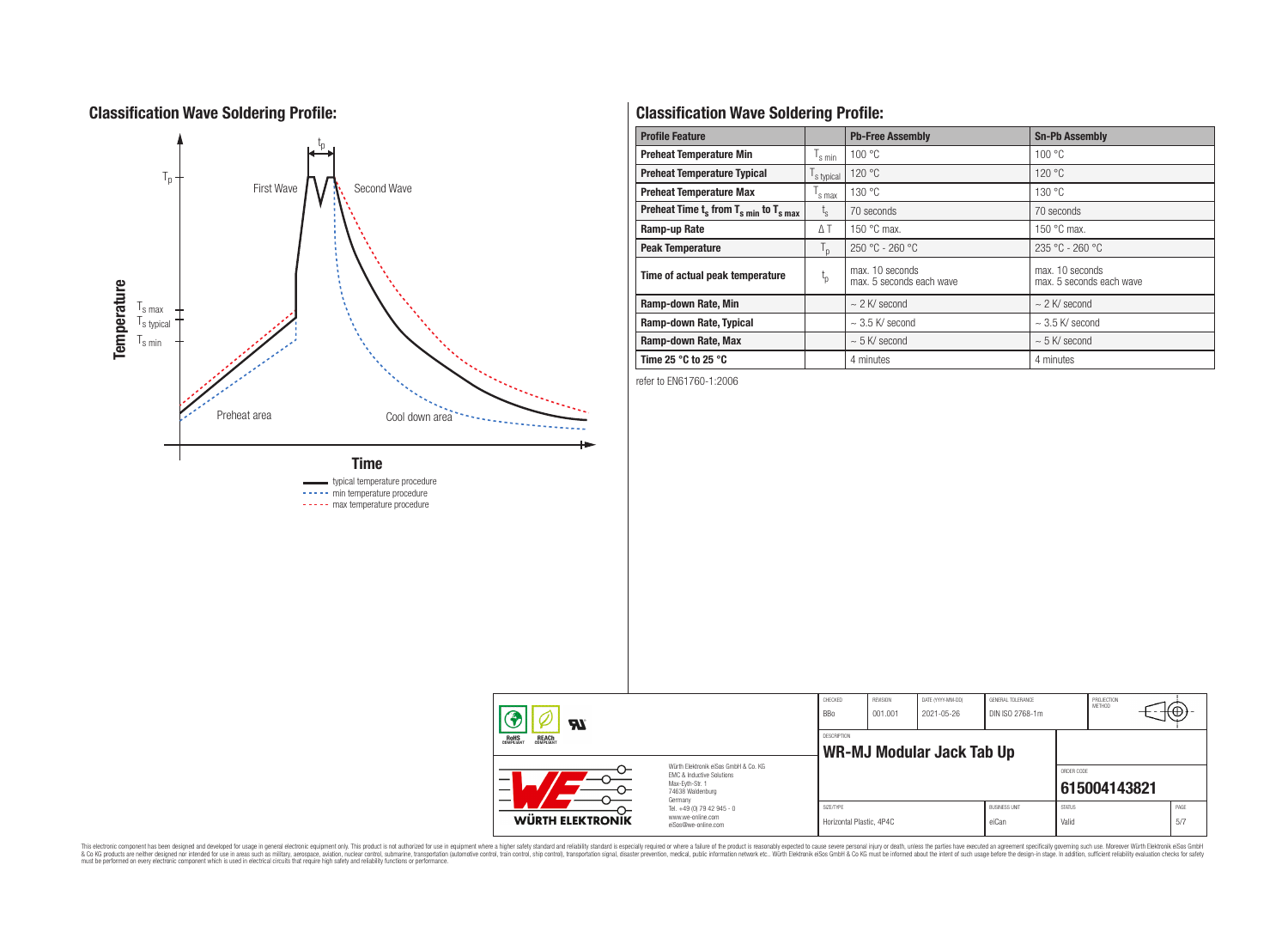## Classification Wave Soldering Profile:

Temperature

$T_p$

$T_{s\,max}$

$T_{s\,typical}$

$T_{s\,min}$

$t_p$

First Wave

Second Wave

Preheat area

Cool down area

Time

typical temperature procedure

min temperature procedure

max temperature procedure

## Classification Wave Soldering Profile:

| Profile Feature | | Pb-Free Assembly | Sn-Pb Assembly |
|---|---|---|---|
| **Preheat Temperature Min** | $T_{s\,min}$ | 100 °C | 100 °C |
| **Preheat Temperature Typical** | $T_{s\,typical}$ | 120 °C | 120 °C |
| **Preheat Temperature Max** | $T_{s\,max}$ | 130 °C | 130 °C |
| **Preheat Time $t_s$ from $T_{s\,min}$ to $T_{s\,max}$** | $t_s$ | 70 seconds | 70 seconds |
| **Ramp-up Rate** | Δ T | 150 °C max. | 150 °C max. |
| **Peak Temperature** | $T_p$ | 250 °C - 260 °C | 235 °C - 260 °C |
| **Time of actual peak temperature** | $t_p$ | max. 10 seconds<br>max. 5 seconds each wave | max. 10 seconds<br>max. 5 seconds each wave |
| **Ramp-down Rate, Min** | | ~ 2 K/ second | ~ 2 K/ second |
| **Ramp-down Rate, Typical** | | ~ 3.5 K/ second | ~ 3.5 K/ second |
| **Ramp-down Rate, Max** | | ~ 5 K/ second | ~ 5 K/ second |
| **Time 25 °C to 25 °C** | | 4 minutes | 4 minutes |

refer to EN61760-1:2006

| CHECKED | REVISION | DATE (YYYY-MM-DD) | GENERAL TOLERANCE | PROJECTION METHOD |
|---|---|---|---|---|
| BBo | 001.001 | 2021-05-26 | DIN ISO 2768-1m | |

DESCRIPTION: **WR-MJ Modular Jack Tab Up**

ORDER CODE: **615004143821**

| SIZE/TYPE | BUSINESS UNIT | STATUS | PAGE |
|---|---|---|---|
| Horizontal Plastic, 4P4C | eiCan | Valid | 5/7 |

Würth Elektronik eiSos GmbH & Co. KG
EMC & Inductive Solutions
Max-Eyth-Str. 1
74638 Waldenburg
Germany
Tel. +49 (0) 79 42 945 - 0
www.we-online.com
eiSos@we-online.com

WÜRTH ELEKTRONIK

This electronic component has been designed and developed for usage in general electronic equipment only. This product is not authorized for use in equipment where a higher safety standard and reliability standard is especially required or where a failure of the product is reasonably expected to cause severe personal injury or death, unless the parties have executed an agreement specifically governing such use. Moreover Würth Elektronik eiSos GmbH & Co KG products are neither designed nor intended for use in areas such as military, aerospace, aviation, nuclear control, submarine, transportation (automotive control, train control, ship control), transportation signal, disaster prevention, medical, public information network etc.. Würth Elektronik eiSos GmbH & Co KG must be informed about the intent of such usage before the design-in stage. In addition, sufficient reliability evaluation checks for safety must be performed on every electronic component which is used in electrical circuits that require high safety and reliability functions or performance.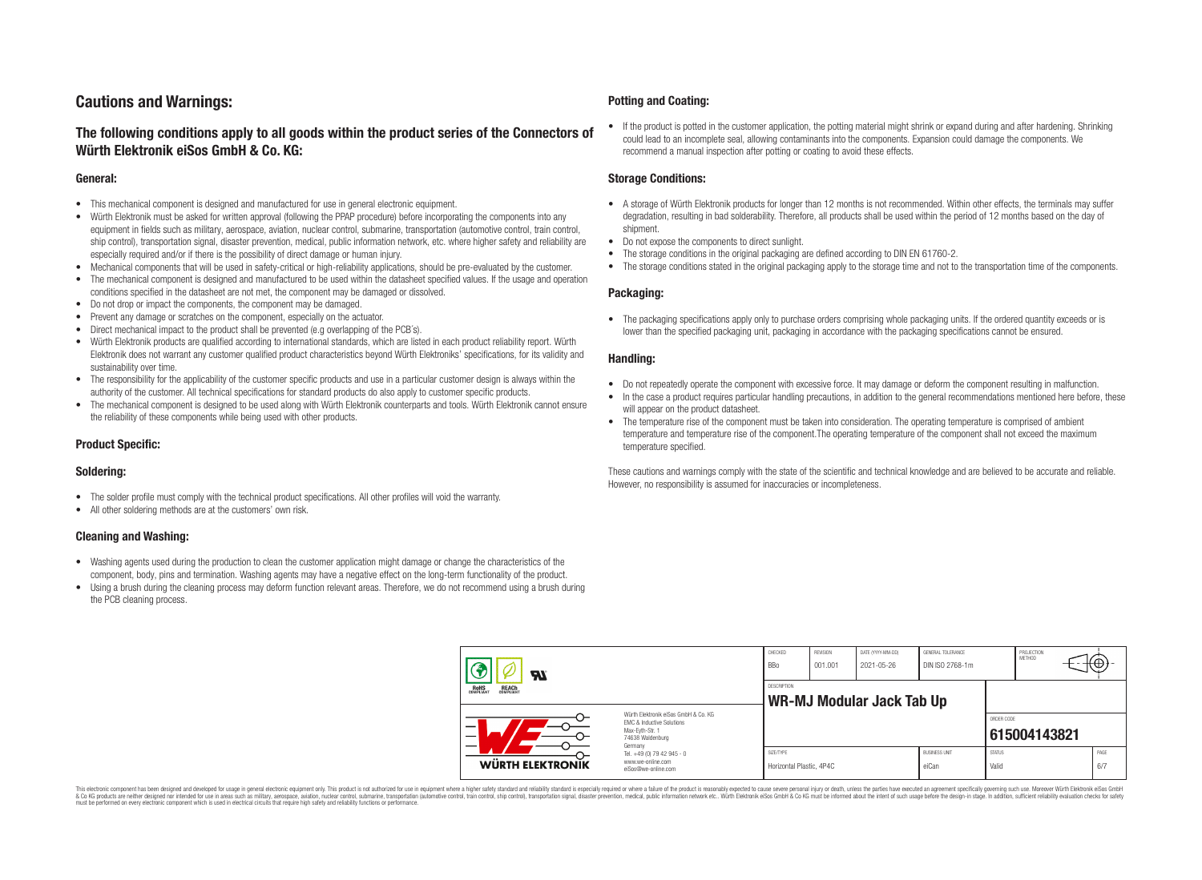# Cautions and Warnings:

## The following conditions apply to all goods within the product series of the Connectors of Würth Elektronik eiSos GmbH & Co. KG:

### General:

- This mechanical component is designed and manufactured for use in general electronic equipment.
- Würth Elektronik must be asked for written approval (following the PPAP procedure) before incorporating the components into any equipment in fields such as military, aerospace, aviation, nuclear control, submarine, transportation (automotive control, train control, ship control), transportation signal, disaster prevention, medical, public information network, etc. where higher safety and reliability are especially required and/or if there is the possibility of direct damage or human injury.
- Mechanical components that will be used in safety-critical or high-reliability applications, should be pre-evaluated by the customer.
- The mechanical component is designed and manufactured to be used within the datasheet specified values. If the usage and operation conditions specified in the datasheet are not met, the component may be damaged or dissolved.
- Do not drop or impact the components, the component may be damaged.
- Prevent any damage or scratches on the component, especially on the actuator.
- Direct mechanical impact to the product shall be prevented (e.g overlapping of the PCB's).
- Würth Elektronik products are qualified according to international standards, which are listed in each product reliability report. Würth Elektronik does not warrant any customer qualified product characteristics beyond Würth Elektroniks' specifications, for its validity and sustainability over time.
- The responsibility for the applicability of the customer specific products and use in a particular customer design is always within the authority of the customer. All technical specifications for standard products do also apply to customer specific products.
- The mechanical component is designed to be used along with Würth Elektronik counterparts and tools. Würth Elektronik cannot ensure the reliability of these components while being used with other products.

### Product Specific:

### Soldering:

- The solder profile must comply with the technical product specifications. All other profiles will void the warranty.
- All other soldering methods are at the customers' own risk.

### Cleaning and Washing:

- Washing agents used during the production to clean the customer application might damage or change the characteristics of the component, body, pins and termination. Washing agents may have a negative effect on the long-term functionality of the product.
- Using a brush during the cleaning process may deform function relevant areas. Therefore, we do not recommend using a brush during the PCB cleaning process.

### Potting and Coating:

- If the product is potted in the customer application, the potting material might shrink or expand during and after hardening. Shrinking could lead to an incomplete seal, allowing contaminants into the components. Expansion could damage the components. We recommend a manual inspection after potting or coating to avoid these effects.

### Storage Conditions:

- A storage of Würth Elektronik products for longer than 12 months is not recommended. Within other effects, the terminals may suffer degradation, resulting in bad solderability. Therefore, all products shall be used within the period of 12 months based on the day of shipment.
- Do not expose the components to direct sunlight.
- The storage conditions in the original packaging are defined according to DIN EN 61760-2.
- The storage conditions stated in the original packaging apply to the storage time and not to the transportation time of the components.

### Packaging:

- The packaging specifications apply only to purchase orders comprising whole packaging units. If the ordered quantity exceeds or is lower than the specified packaging unit, packaging in accordance with the packaging specifications cannot be ensured.

### Handling:

- Do not repeatedly operate the component with excessive force. It may damage or deform the component resulting in malfunction.
- In the case a product requires particular handling precautions, in addition to the general recommendations mentioned here before, these will appear on the product datasheet.
- The temperature rise of the component must be taken into consideration. The operating temperature is comprised of ambient temperature and temperature rise of the component.The operating temperature of the component shall not exceed the maximum temperature specified.

These cautions and warnings comply with the state of the scientific and technical knowledge and are believed to be accurate and reliable. However, no responsibility is assumed for inaccuracies or incompleteness.

| CHECKED | REVISION | DATE (YYYY-MM-DD) | GENERAL TOLERANCE | PROJECTION METHOD |
|---|---|---|---|---|
| BBo | 001.001 | 2021-05-26 | DIN ISO 2768-1m | |

DESCRIPTION: **WR-MJ Modular Jack Tab Up**

Würth Elektronik eiSos GmbH & Co. KG
EMC & Inductive Solutions
Max-Eyth-Str. 1
74638 Waldenburg
Germany
Tel. +49 (0) 79 42 945 - 0
www.we-online.com
eiSos@we-online.com

ORDER CODE: **615004143821**

| SIZE/TYPE | BUSINESS UNIT | STATUS | PAGE |
|---|---|---|---|
| Horizontal Plastic, 4P4C | eiCan | Valid | 6/7 |

This electronic component has been designed and developed for usage in general electronic equipment only. This product is not authorized for use in equipment where a higher safety standard and reliability standard is especially required or where a failure of the product is reasonably expected to cause severe personal injury or death, unless the parties have executed an agreement specifically governing such use. Moreover Würth Elektronik eiSos GmbH & Co KG products are neither designed nor intended for use in areas such as military, aerospace, aviation, nuclear control, submarine, transportation (automotive control, train control, ship control), transportation signal, disaster prevention, medical, public information network etc.. Würth Elektronik eiSos GmbH & Co KG must be informed about the intent of such usage before the design-in stage. In addition, sufficient reliability evaluation checks for safety must be performed on every electronic component which is used in electrical circuits that require high safety and reliability functions or performance.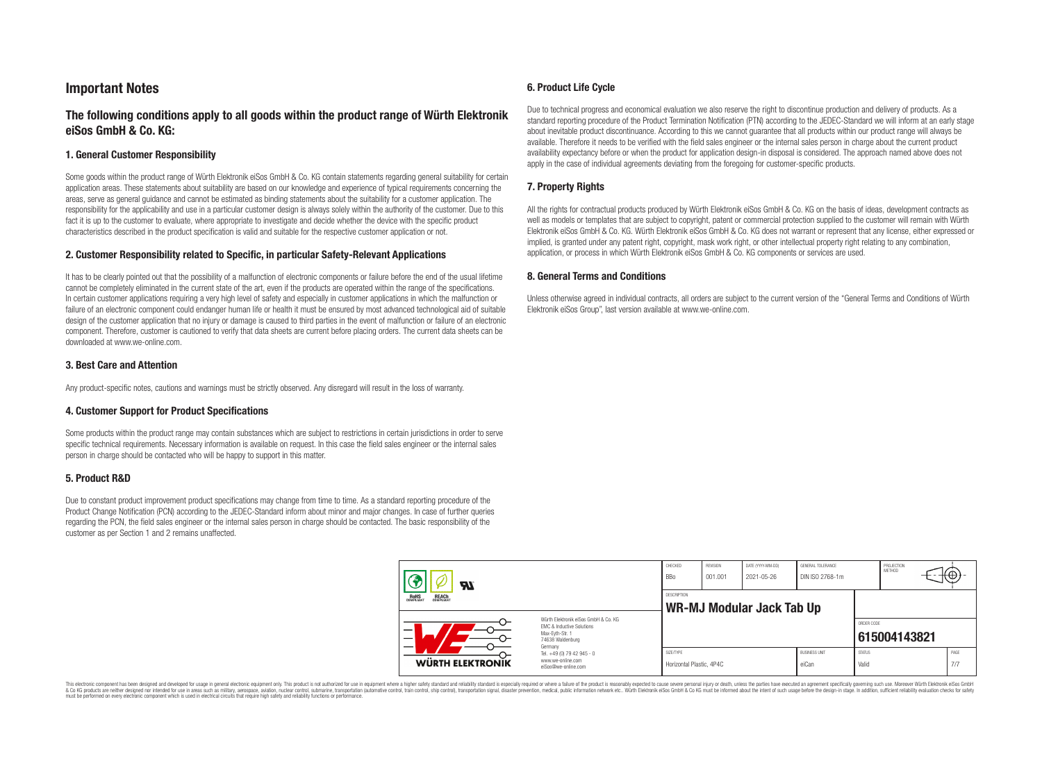# Important Notes

## The following conditions apply to all goods within the product range of Würth Elektronik eiSos GmbH & Co. KG:

### 1. General Customer Responsibility

Some goods within the product range of Würth Elektronik eiSos GmbH & Co. KG contain statements regarding general suitability for certain application areas. These statements about suitability are based on our knowledge and experience of typical requirements concerning the areas, serve as general guidance and cannot be estimated as binding statements about the suitability for a customer application. The responsibility for the applicability and use in a particular customer design is always solely within the authority of the customer. Due to this fact it is up to the customer to evaluate, where appropriate to investigate and decide whether the device with the specific product characteristics described in the product specification is valid and suitable for the respective customer application or not.

### 2. Customer Responsibility related to Specific, in particular Safety-Relevant Applications

It has to be clearly pointed out that the possibility of a malfunction of electronic components or failure before the end of the usual lifetime cannot be completely eliminated in the current state of the art, even if the products are operated within the range of the specifications. In certain customer applications requiring a very high level of safety and especially in customer applications in which the malfunction or failure of an electronic component could endanger human life or health it must be ensured by most advanced technological aid of suitable design of the customer application that no injury or damage is caused to third parties in the event of malfunction or failure of an electronic component. Therefore, customer is cautioned to verify that data sheets are current before placing orders. The current data sheets can be downloaded at www.we-online.com.

### 3. Best Care and Attention

Any product-specific notes, cautions and warnings must be strictly observed. Any disregard will result in the loss of warranty.

### 4. Customer Support for Product Specifications

Some products within the product range may contain substances which are subject to restrictions in certain jurisdictions in order to serve specific technical requirements. Necessary information is available on request. In this case the field sales engineer or the internal sales person in charge should be contacted who will be happy to support in this matter.

### 5. Product R&D

Due to constant product improvement product specifications may change from time to time. As a standard reporting procedure of the Product Change Notification (PCN) according to the JEDEC-Standard inform about minor and major changes. In case of further queries regarding the PCN, the field sales engineer or the internal sales person in charge should be contacted. The basic responsibility of the customer as per Section 1 and 2 remains unaffected.

### 6. Product Life Cycle

Due to technical progress and economical evaluation we also reserve the right to discontinue production and delivery of products. As a standard reporting procedure of the Product Termination Notification (PTN) according to the JEDEC-Standard we will inform at an early stage about inevitable product discontinuance. According to this we cannot guarantee that all products within our product range will always be available. Therefore it needs to be verified with the field sales engineer or the internal sales person in charge about the current product availability expectancy before or when the product for application design-in disposal is considered. The approach named above does not apply in the case of individual agreements deviating from the foregoing for customer-specific products.

### 7. Property Rights

All the rights for contractual products produced by Würth Elektronik eiSos GmbH & Co. KG on the basis of ideas, development contracts as well as models or templates that are subject to copyright, patent or commercial protection supplied to the customer will remain with Würth Elektronik eiSos GmbH & Co. KG. Würth Elektronik eiSos GmbH & Co. KG does not warrant or represent that any license, either expressed or implied, is granted under any patent right, copyright, mask work right, or other intellectual property right relating to any combination, application, or process in which Würth Elektronik eiSos GmbH & Co. KG components or services are used.

### 8. General Terms and Conditions

Unless otherwise agreed in individual contracts, all orders are subject to the current version of the "General Terms and Conditions of Würth Elektronik eiSos Group", last version available at www.we-online.com.

| | | | | | | | |
|---|---|---|---|---|---|---|---|
| | CHECKED: BBo | REVISION: 001.001 | DATE (YYYY-MM-DD): 2021-05-26 | GENERAL TOLERANCE: DIN ISO 2768-1m | | PROJECTION METHOD | |
| RoHS COMPLIANT, REACh COMPLIANT | DESCRIPTION: **WR-MJ Modular Jack Tab Up** | | | | | | |
| Würth Elektronik eiSos GmbH & Co. KG, EMC & Inductive Solutions, Max-Eyth-Str. 1, 74638 Waldenburg, Germany, Tel. +49 (0) 79 42 945 - 0, www.we-online.com, eiSos@we-online.com | | | | | ORDER CODE: **615004143821** | | |
| WÜRTH ELEKTRONIK | SIZE/TYPE: Horizontal Plastic, 4P4C | | | BUSINESS UNIT: eiCan | STATUS: Valid | | PAGE: 7/7 |

This electronic component has been designed and developed for usage in general electronic equipment only. This product is not authorized for use in equipment where a higher safety standard and reliability standard is especially required or where a failure of the product is reasonably expected to cause severe personal injury or death, unless the parties have executed an agreement specifically governing such use. Moreover Würth Elektronik eiSos GmbH & Co KG products are neither designed nor intended for use in areas such as military, aerospace, aviation, nuclear control, submarine, transportation (automotive control, train control, ship control), transportation signal, disaster prevention, medical, public information network etc.. Würth Elektronik eiSos GmbH & Co KG must be informed about the intent of such usage before the design-in stage. In addition, sufficient reliability evaluation checks for safety must be performed on every electronic component which is used in electrical circuits that require high safety and reliability functions or performance.